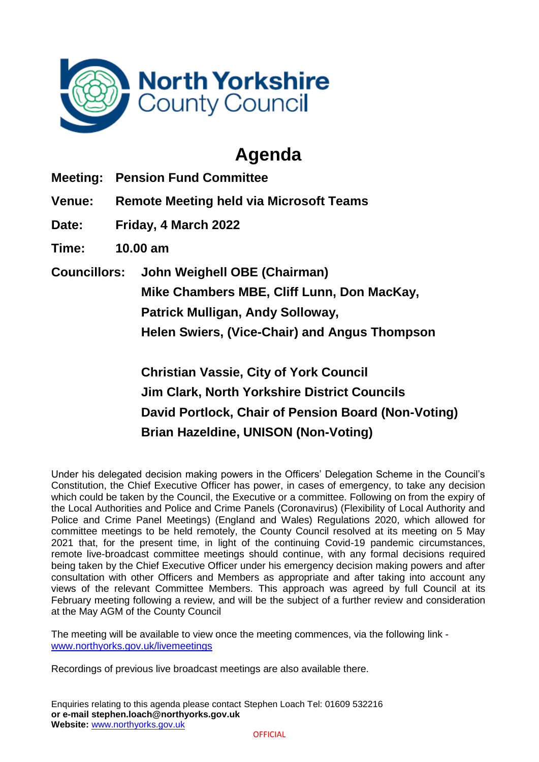North Yorkshire County Council

# Agenda

**Meeting: Pension Fund Committee**

**Venue: Remote Meeting held via Microsoft Teams**

**Date: Friday, 4 March 2022**

**Time: 10.00 am**

**Councillors: John Weighell OBE (Chairman)**
**Mike Chambers MBE, Cliff Lunn, Don MacKay,**
**Patrick Mulligan, Andy Solloway,**
**Helen Swiers, (Vice-Chair) and Angus Thompson**

**Christian Vassie, City of York Council**
**Jim Clark, North Yorkshire District Councils**
**David Portlock, Chair of Pension Board (Non-Voting)**
**Brian Hazeldine, UNISON (Non-Voting)**

Under his delegated decision making powers in the Officers' Delegation Scheme in the Council's Constitution, the Chief Executive Officer has power, in cases of emergency, to take any decision which could be taken by the Council, the Executive or a committee. Following on from the expiry of the Local Authorities and Police and Crime Panels (Coronavirus) (Flexibility of Local Authority and Police and Crime Panel Meetings) (England and Wales) Regulations 2020, which allowed for committee meetings to be held remotely, the County Council resolved at its meeting on 5 May 2021 that, for the present time, in light of the continuing Covid-19 pandemic circumstances, remote live-broadcast committee meetings should continue, with any formal decisions required being taken by the Chief Executive Officer under his emergency decision making powers and after consultation with other Officers and Members as appropriate and after taking into account any views of the relevant Committee Members. This approach was agreed by full Council at its February meeting following a review, and will be the subject of a further review and consideration at the May AGM of the County Council

The meeting will be available to view once the meeting commences, via the following link - www.northyorks.gov.uk/livemeetings

Recordings of previous live broadcast meetings are also available there.

Enquiries relating to this agenda please contact Stephen Loach Tel: 01609 532216
**or e-mail stephen.loach@northyorks.gov.uk**
**Website:** www.northyorks.gov.uk

OFFICIAL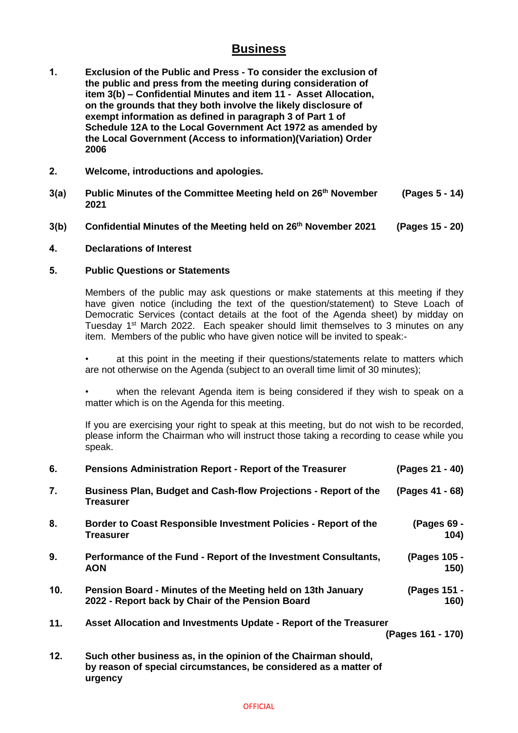# Business

**1. Exclusion of the Public and Press - To consider the exclusion of the public and press from the meeting during consideration of item 3(b) – Confidential Minutes and item 11 - Asset Allocation, on the grounds that they both involve the likely disclosure of exempt information as defined in paragraph 3 of Part 1 of Schedule 12A to the Local Government Act 1972 as amended by the Local Government (Access to information)(Variation) Order 2006**

**2. Welcome, introductions and apologies.**

**3(a) Public Minutes of the Committee Meeting held on 26th November 2021** **(Pages 5 - 14)**

**3(b) Confidential Minutes of the Meeting held on 26th November 2021** **(Pages 15 - 20)**

**4. Declarations of Interest**

**5. Public Questions or Statements**

Members of the public may ask questions or make statements at this meeting if they have given notice (including the text of the question/statement) to Steve Loach of Democratic Services (contact details at the foot of the Agenda sheet) by midday on Tuesday 1st March 2022. Each speaker should limit themselves to 3 minutes on any item. Members of the public who have given notice will be invited to speak:-

- at this point in the meeting if their questions/statements relate to matters which are not otherwise on the Agenda (subject to an overall time limit of 30 minutes);

- when the relevant Agenda item is being considered if they wish to speak on a matter which is on the Agenda for this meeting.

If you are exercising your right to speak at this meeting, but do not wish to be recorded, please inform the Chairman who will instruct those taking a recording to cease while you speak.

**6. Pensions Administration Report - Report of the Treasurer** **(Pages 21 - 40)**

**7. Business Plan, Budget and Cash-flow Projections - Report of the Treasurer** **(Pages 41 - 68)**

**8. Border to Coast Responsible Investment Policies - Report of the Treasurer** **(Pages 69 - 104)**

**9. Performance of the Fund - Report of the Investment Consultants, AON** **(Pages 105 - 150)**

**10. Pension Board - Minutes of the Meeting held on 13th January 2022 - Report back by Chair of the Pension Board** **(Pages 151 - 160)**

**11. Asset Allocation and Investments Update - Report of the Treasurer** **(Pages 161 - 170)**

**12. Such other business as, in the opinion of the Chairman should, by reason of special circumstances, be considered as a matter of urgency**

OFFICIAL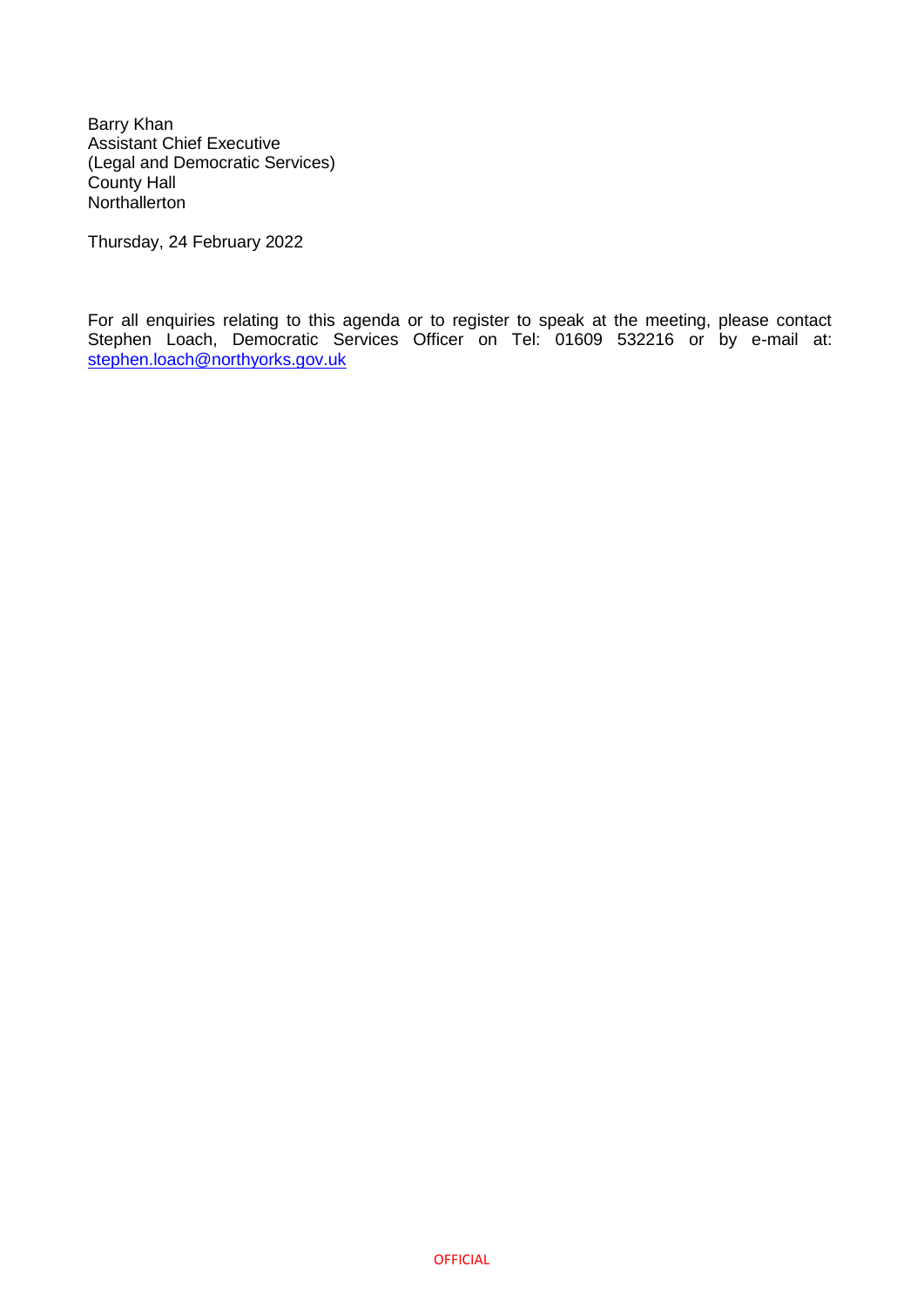Barry Khan
Assistant Chief Executive
(Legal and Democratic Services)
County Hall
Northallerton

Thursday, 24 February 2022

For all enquiries relating to this agenda or to register to speak at the meeting, please contact Stephen Loach, Democratic Services Officer on Tel: 01609 532216 or by e-mail at: stephen.loach@northyorks.gov.uk

OFFICIAL